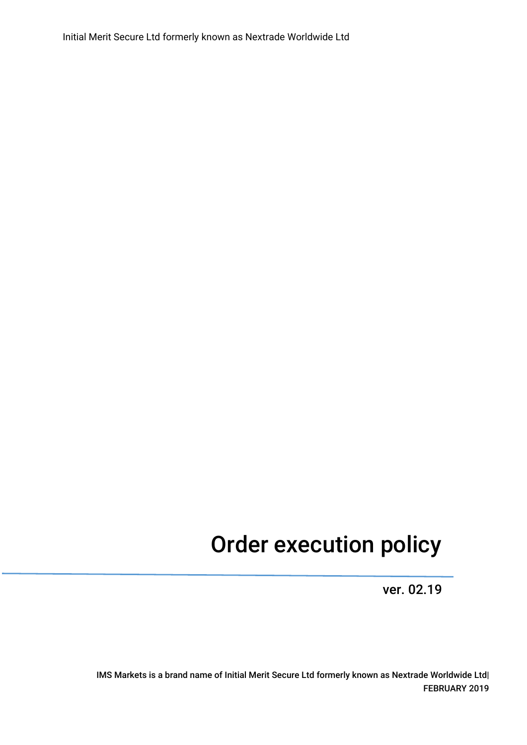Initial Merit Secure Ltd formerly known as Nextrade Worldwide Ltd

# Order execution policy

ver. 02.19

IMS Markets is a brand name of Initial Merit Secure Ltd formerly known as Nextrade Worldwide Ltd| FEBRUARY 2019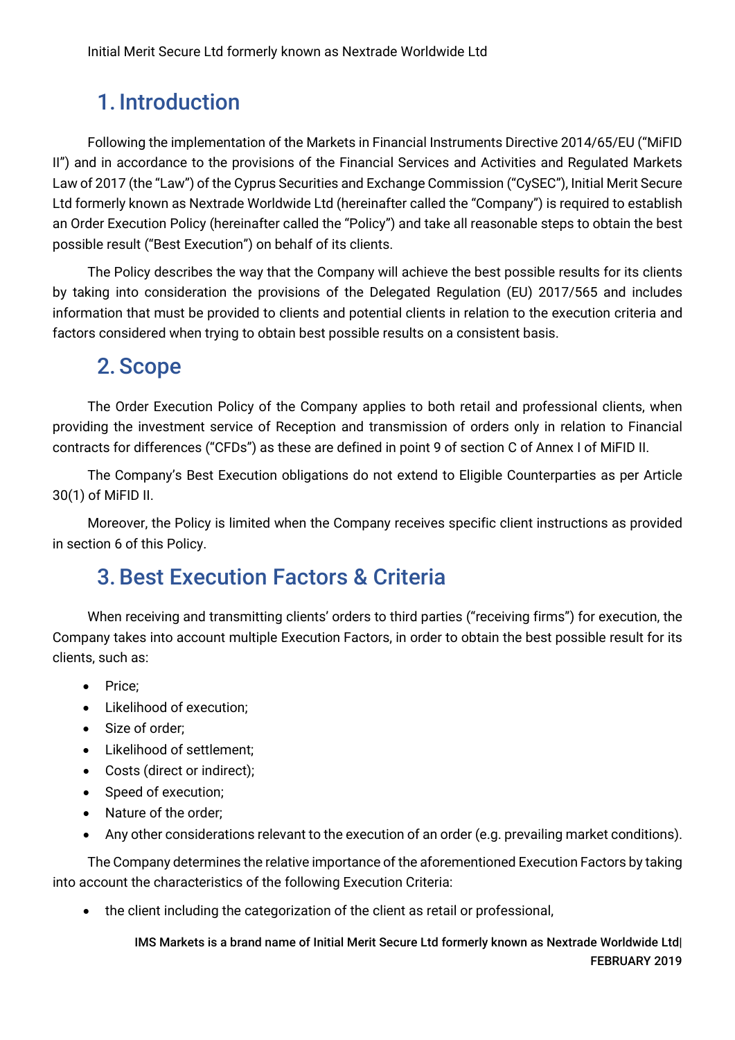## 1. Introduction

Following the implementation of the Markets in Financial Instruments Directive 2014/65/EU ("MiFID II") and in accordance to the provisions of the Financial Services and Activities and Regulated Markets Law of 2017 (the "Law") of the Cyprus Securities and Exchange Commission ("CySEC"), Initial Merit Secure Ltd formerly known as Nextrade Worldwide Ltd (hereinafter called the "Company") is required to establish an Order Execution Policy (hereinafter called the "Policy") and take all reasonable steps to obtain the best possible result ("Best Execution") on behalf of its clients.

The Policy describes the way that the Company will achieve the best possible results for its clients by taking into consideration the provisions of the Delegated Regulation (EU) 2017/565 and includes information that must be provided to clients and potential clients in relation to the execution criteria and factors considered when trying to obtain best possible results on a consistent basis.

## 2. Scope

The Order Execution Policy of the Company applies to both retail and professional clients, when providing the investment service of Reception and transmission of orders only in relation to Financial contracts for differences ("CFDs") as these are defined in point 9 of section C of Annex I of MiFID II.

The Company's Best Execution obligations do not extend to Eligible Counterparties as per Article 30(1) of MiFID II.

Moreover, the Policy is limited when the Company receives specific client instructions as provided in section 6 of this Policy.

## 3. Best Execution Factors & Criteria

When receiving and transmitting clients' orders to third parties ("receiving firms") for execution, the Company takes into account multiple Execution Factors, in order to obtain the best possible result for its clients, such as:

- Price;
- Likelihood of execution;
- Size of order;
- Likelihood of settlement;
- Costs (direct or indirect);
- Speed of execution;
- Nature of the order;
- Any other considerations relevant to the execution of an order (e.g. prevailing market conditions).

The Company determines the relative importance of the aforementioned Execution Factors by taking into account the characteristics of the following Execution Criteria:

- the client including the categorization of the client as retail or professional,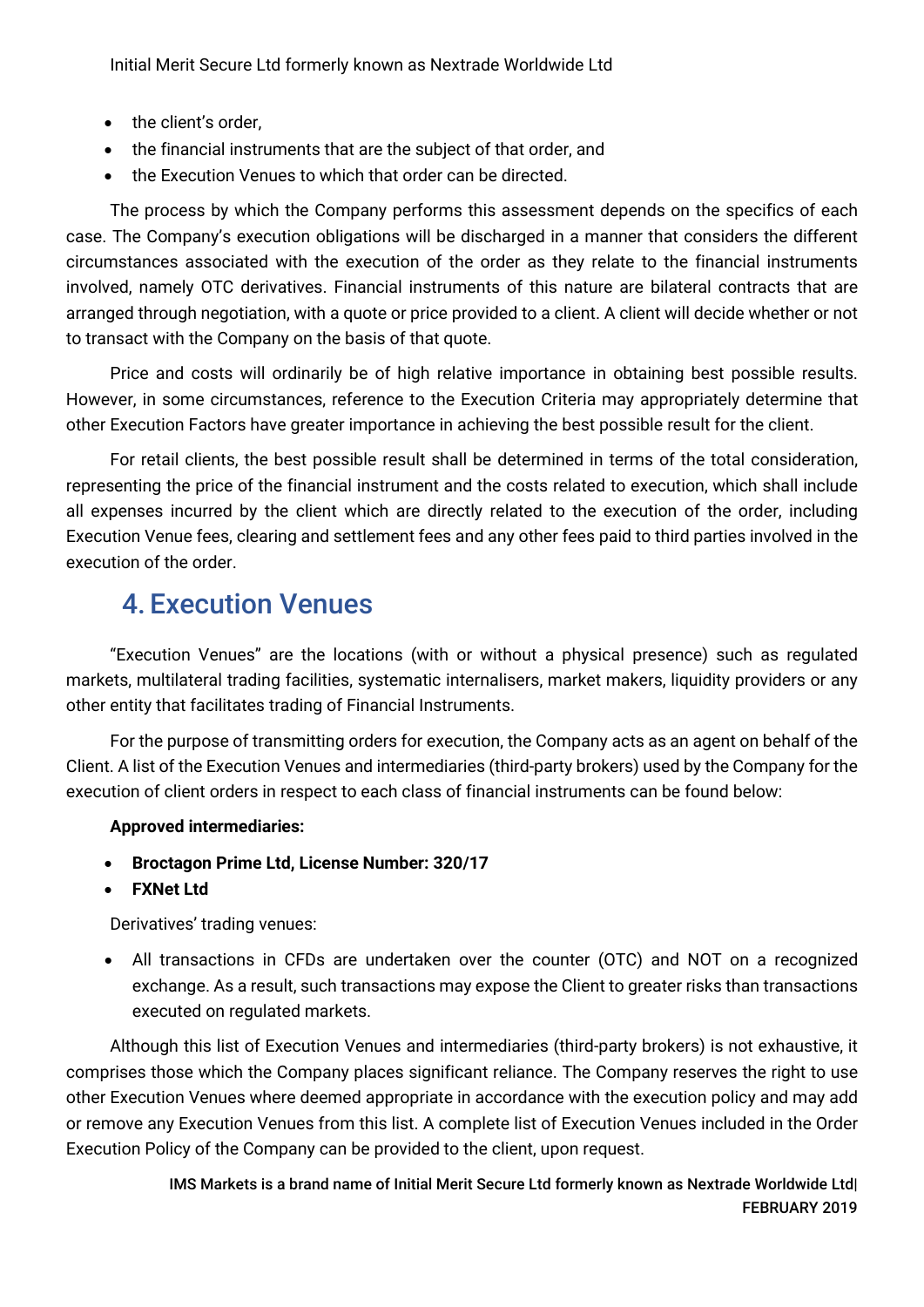- the client's order,
- the financial instruments that are the subject of that order, and
- the Execution Venues to which that order can be directed.

The process by which the Company performs this assessment depends on the specifics of each case. The Company's execution obligations will be discharged in a manner that considers the different circumstances associated with the execution of the order as they relate to the financial instruments involved, namely OTC derivatives. Financial instruments of this nature are bilateral contracts that are arranged through negotiation, with a quote or price provided to a client. A client will decide whether or not to transact with the Company on the basis of that quote.

Price and costs will ordinarily be of high relative importance in obtaining best possible results. However, in some circumstances, reference to the Execution Criteria may appropriately determine that other Execution Factors have greater importance in achieving the best possible result for the client.

For retail clients, the best possible result shall be determined in terms of the total consideration, representing the price of the financial instrument and the costs related to execution, which shall include all expenses incurred by the client which are directly related to the execution of the order, including Execution Venue fees, clearing and settlement fees and any other fees paid to third parties involved in the execution of the order.

## 4. Execution Venues

"Execution Venues" are the locations (with or without a physical presence) such as regulated markets, multilateral trading facilities, systematic internalisers, market makers, liquidity providers or any other entity that facilitates trading of Financial Instruments.

For the purpose of transmitting orders for execution, the Company acts as an agent on behalf of the Client. A list of the Execution Venues and intermediaries (third-party brokers) used by the Company for the execution of client orders in respect to each class of financial instruments can be found below:

**Approved intermediaries:**

- **Broctagon Prime Ltd, License Number: 320/17**
- **FXNet Ltd**

Derivatives' trading venues:

- All transactions in CFDs are undertaken over the counter (OTC) and NOT on a recognized exchange. As a result, such transactions may expose the Client to greater risks than transactions executed on regulated markets.

Although this list of Execution Venues and intermediaries (third-party brokers) is not exhaustive, it comprises those which the Company places significant reliance. The Company reserves the right to use other Execution Venues where deemed appropriate in accordance with the execution policy and may add or remove any Execution Venues from this list. A complete list of Execution Venues included in the Order Execution Policy of the Company can be provided to the client, upon request.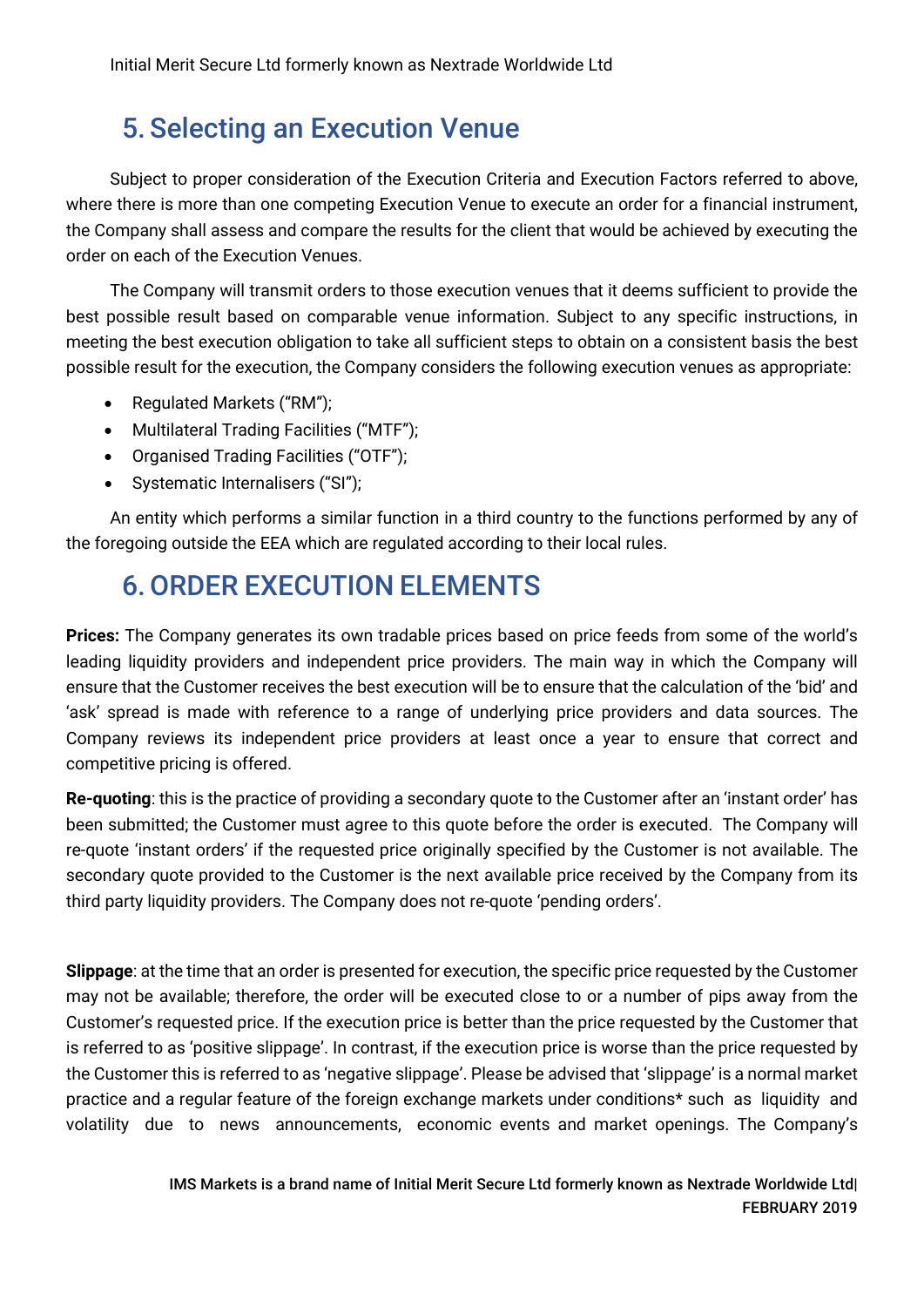# 5. Selecting an Execution Venue

Subject to proper consideration of the Execution Criteria and Execution Factors referred to above, where there is more than one competing Execution Venue to execute an order for a financial instrument, the Company shall assess and compare the results for the client that would be achieved by executing the order on each of the Execution Venues.

The Company will transmit orders to those execution venues that it deems sufficient to provide the best possible result based on comparable venue information. Subject to any specific instructions, in meeting the best execution obligation to take all sufficient steps to obtain on a consistent basis the best possible result for the execution, the Company considers the following execution venues as appropriate:

- Regulated Markets ("RM");
- Multilateral Trading Facilities ("MTF");
- Organised Trading Facilities ("OTF");
- Systematic Internalisers ("SI");

An entity which performs a similar function in a third country to the functions performed by any of the foregoing outside the EEA which are regulated according to their local rules.

# 6. ORDER EXECUTION ELEMENTS

**Prices:** The Company generates its own tradable prices based on price feeds from some of the world's leading liquidity providers and independent price providers. The main way in which the Company will ensure that the Customer receives the best execution will be to ensure that the calculation of the 'bid' and 'ask' spread is made with reference to a range of underlying price providers and data sources. The Company reviews its independent price providers at least once a year to ensure that correct and competitive pricing is offered.

**Re-quoting**: this is the practice of providing a secondary quote to the Customer after an 'instant order' has been submitted; the Customer must agree to this quote before the order is executed. The Company will re-quote 'instant orders' if the requested price originally specified by the Customer is not available. The secondary quote provided to the Customer is the next available price received by the Company from its third party liquidity providers. The Company does not re-quote 'pending orders'.

**Slippage**: at the time that an order is presented for execution, the specific price requested by the Customer may not be available; therefore, the order will be executed close to or a number of pips away from the Customer's requested price. If the execution price is better than the price requested by the Customer that is referred to as 'positive slippage'. In contrast, if the execution price is worse than the price requested by the Customer this is referred to as 'negative slippage'. Please be advised that 'slippage' is a normal market practice and a regular feature of the foreign exchange markets under conditions* such as liquidity and volatility due to news announcements, economic events and market openings. The Company's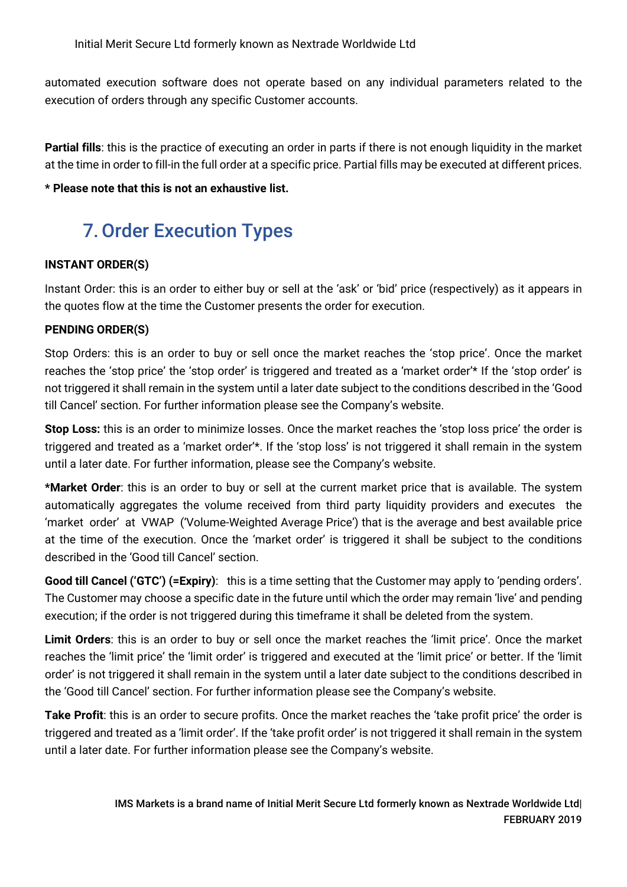automated execution software does not operate based on any individual parameters related to the execution of orders through any specific Customer accounts.

**Partial fills**: this is the practice of executing an order in parts if there is not enough liquidity in the market at the time in order to fill-in the full order at a specific price. Partial fills may be executed at different prices.

**\* Please note that this is not an exhaustive list.**

## 7. Order Execution Types

**INSTANT ORDER(S)**

Instant Order: this is an order to either buy or sell at the 'ask' or 'bid' price (respectively) as it appears in the quotes flow at the time the Customer presents the order for execution.

**PENDING ORDER(S)**

Stop Orders: this is an order to buy or sell once the market reaches the 'stop price'. Once the market reaches the 'stop price' the 'stop order' is triggered and treated as a 'market order'* If the 'stop order' is not triggered it shall remain in the system until a later date subject to the conditions described in the 'Good till Cancel' section. For further information please see the Company's website.

**Stop Loss:** this is an order to minimize losses. Once the market reaches the 'stop loss price' the order is triggered and treated as a 'market order'*. If the 'stop loss' is not triggered it shall remain in the system until a later date. For further information, please see the Company's website.

**\*Market Order**: this is an order to buy or sell at the current market price that is available. The system automatically aggregates the volume received from third party liquidity providers and executes the 'market order' at VWAP ('Volume-Weighted Average Price') that is the average and best available price at the time of the execution. Once the 'market order' is triggered it shall be subject to the conditions described in the 'Good till Cancel' section.

**Good till Cancel ('GTC') (=Expiry)**: this is a time setting that the Customer may apply to 'pending orders'. The Customer may choose a specific date in the future until which the order may remain 'live' and pending execution; if the order is not triggered during this timeframe it shall be deleted from the system.

**Limit Orders**: this is an order to buy or sell once the market reaches the 'limit price'. Once the market reaches the 'limit price' the 'limit order' is triggered and executed at the 'limit price' or better. If the 'limit order' is not triggered it shall remain in the system until a later date subject to the conditions described in the 'Good till Cancel' section. For further information please see the Company's website.

**Take Profit**: this is an order to secure profits. Once the market reaches the 'take profit price' the order is triggered and treated as a 'limit order'. If the 'take profit order' is not triggered it shall remain in the system until a later date. For further information please see the Company's website.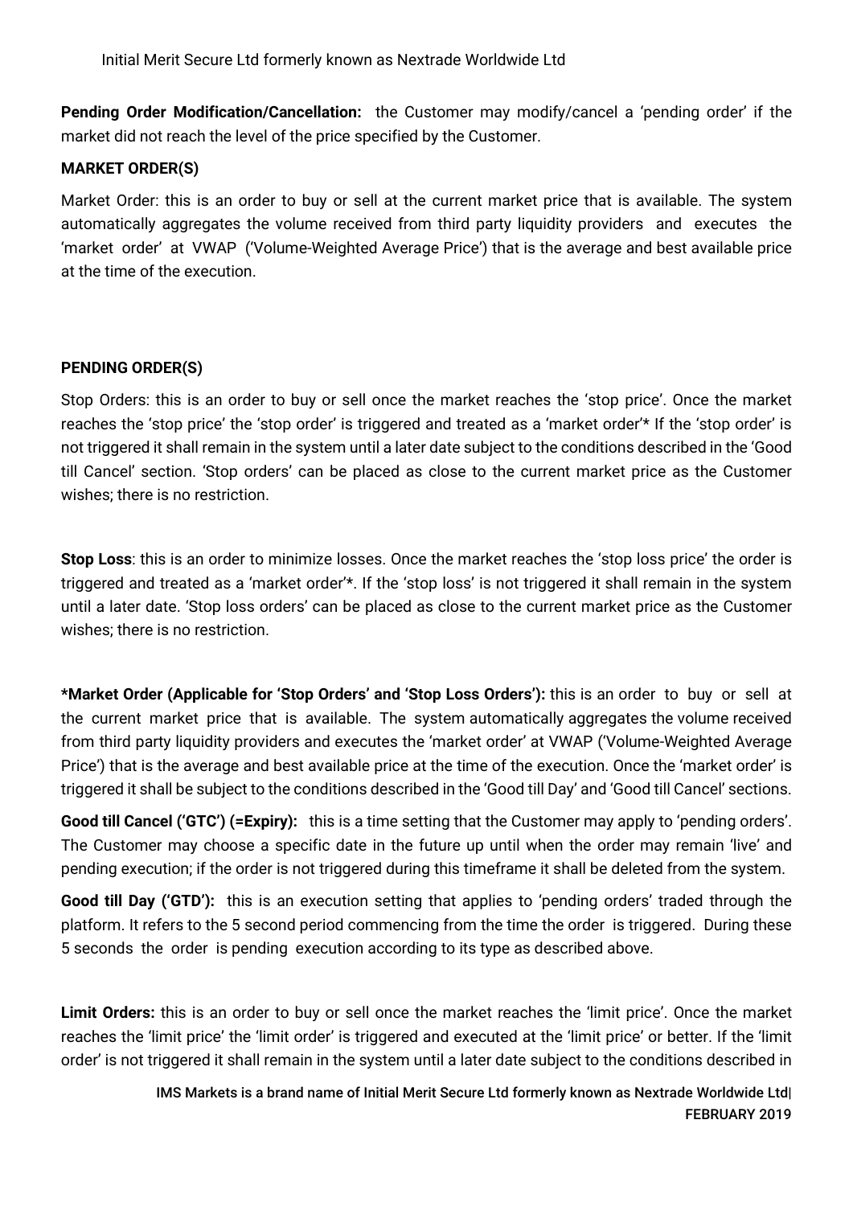**Pending Order Modification/Cancellation:** the Customer may modify/cancel a 'pending order' if the market did not reach the level of the price specified by the Customer.

**MARKET ORDER(S)**

Market Order: this is an order to buy or sell at the current market price that is available. The system automatically aggregates the volume received from third party liquidity providers and executes the 'market order' at VWAP ('Volume-Weighted Average Price') that is the average and best available price at the time of the execution.

**PENDING ORDER(S)**

Stop Orders: this is an order to buy or sell once the market reaches the 'stop price'. Once the market reaches the 'stop price' the 'stop order' is triggered and treated as a 'market order'* If the 'stop order' is not triggered it shall remain in the system until a later date subject to the conditions described in the 'Good till Cancel' section. 'Stop orders' can be placed as close to the current market price as the Customer wishes; there is no restriction.

**Stop Loss**: this is an order to minimize losses. Once the market reaches the 'stop loss price' the order is triggered and treated as a 'market order'*. If the 'stop loss' is not triggered it shall remain in the system until a later date. 'Stop loss orders' can be placed as close to the current market price as the Customer wishes; there is no restriction.

**\*Market Order (Applicable for 'Stop Orders' and 'Stop Loss Orders'):** this is an order to buy or sell at the current market price that is available. The system automatically aggregates the volume received from third party liquidity providers and executes the 'market order' at VWAP ('Volume-Weighted Average Price') that is the average and best available price at the time of the execution. Once the 'market order' is triggered it shall be subject to the conditions described in the 'Good till Day' and 'Good till Cancel' sections.

**Good till Cancel ('GTC') (=Expiry):** this is a time setting that the Customer may apply to 'pending orders'. The Customer may choose a specific date in the future up until when the order may remain 'live' and pending execution; if the order is not triggered during this timeframe it shall be deleted from the system.

**Good till Day ('GTD'):** this is an execution setting that applies to 'pending orders' traded through the platform. It refers to the 5 second period commencing from the time the order is triggered. During these 5 seconds the order is pending execution according to its type as described above.

**Limit Orders:** this is an order to buy or sell once the market reaches the 'limit price'. Once the market reaches the 'limit price' the 'limit order' is triggered and executed at the 'limit price' or better. If the 'limit order' is not triggered it shall remain in the system until a later date subject to the conditions described in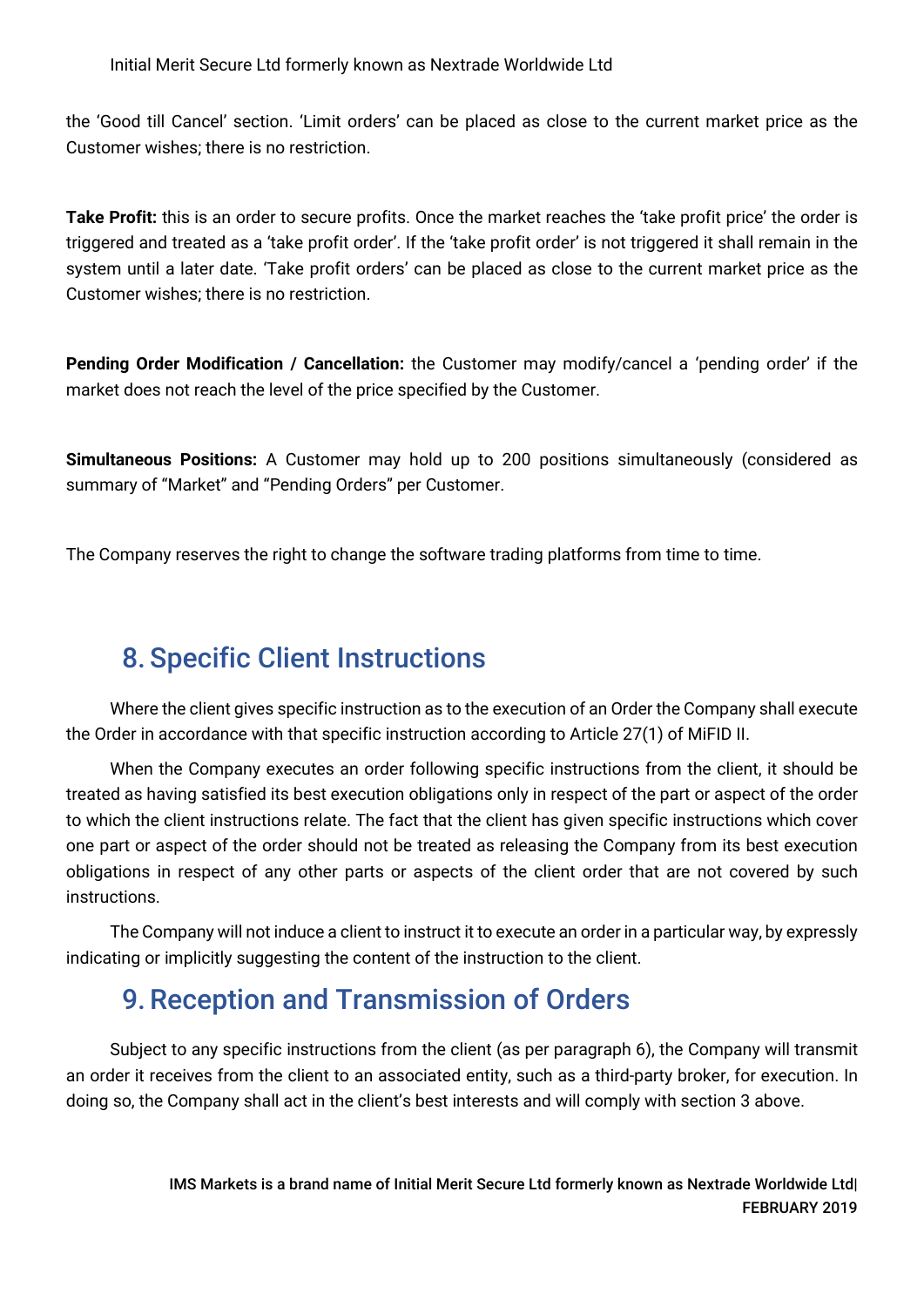the 'Good till Cancel' section. 'Limit orders' can be placed as close to the current market price as the Customer wishes; there is no restriction.

**Take Profit:** this is an order to secure profits. Once the market reaches the 'take profit price' the order is triggered and treated as a 'take profit order'. If the 'take profit order' is not triggered it shall remain in the system until a later date. 'Take profit orders' can be placed as close to the current market price as the Customer wishes; there is no restriction.

**Pending Order Modification / Cancellation:** the Customer may modify/cancel a 'pending order' if the market does not reach the level of the price specified by the Customer.

**Simultaneous Positions:** A Customer may hold up to 200 positions simultaneously (considered as summary of "Market" and "Pending Orders" per Customer.

The Company reserves the right to change the software trading platforms from time to time.

## 8. Specific Client Instructions

Where the client gives specific instruction as to the execution of an Order the Company shall execute the Order in accordance with that specific instruction according to Article 27(1) of MiFID II.

When the Company executes an order following specific instructions from the client, it should be treated as having satisfied its best execution obligations only in respect of the part or aspect of the order to which the client instructions relate. The fact that the client has given specific instructions which cover one part or aspect of the order should not be treated as releasing the Company from its best execution obligations in respect of any other parts or aspects of the client order that are not covered by such instructions.

The Company will not induce a client to instruct it to execute an order in a particular way, by expressly indicating or implicitly suggesting the content of the instruction to the client.

## 9. Reception and Transmission of Orders

Subject to any specific instructions from the client (as per paragraph 6), the Company will transmit an order it receives from the client to an associated entity, such as a third-party broker, for execution. In doing so, the Company shall act in the client's best interests and will comply with section 3 above.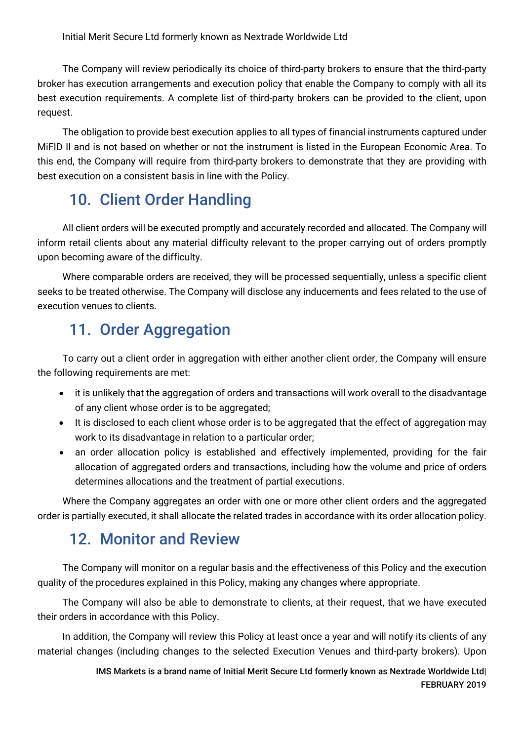The Company will review periodically its choice of third-party brokers to ensure that the third-party broker has execution arrangements and execution policy that enable the Company to comply with all its best execution requirements. A complete list of third-party brokers can be provided to the client, upon request.

The obligation to provide best execution applies to all types of financial instruments captured under MiFID II and is not based on whether or not the instrument is listed in the European Economic Area. To this end, the Company will require from third-party brokers to demonstrate that they are providing with best execution on a consistent basis in line with the Policy.

## 10. Client Order Handling

All client orders will be executed promptly and accurately recorded and allocated. The Company will inform retail clients about any material difficulty relevant to the proper carrying out of orders promptly upon becoming aware of the difficulty.

Where comparable orders are received, they will be processed sequentially, unless a specific client seeks to be treated otherwise. The Company will disclose any inducements and fees related to the use of execution venues to clients.

## 11. Order Aggregation

To carry out a client order in aggregation with either another client order, the Company will ensure the following requirements are met:

- it is unlikely that the aggregation of orders and transactions will work overall to the disadvantage of any client whose order is to be aggregated;
- It is disclosed to each client whose order is to be aggregated that the effect of aggregation may work to its disadvantage in relation to a particular order;
- an order allocation policy is established and effectively implemented, providing for the fair allocation of aggregated orders and transactions, including how the volume and price of orders determines allocations and the treatment of partial executions.

Where the Company aggregates an order with one or more other client orders and the aggregated order is partially executed, it shall allocate the related trades in accordance with its order allocation policy.

## 12. Monitor and Review

The Company will monitor on a regular basis and the effectiveness of this Policy and the execution quality of the procedures explained in this Policy, making any changes where appropriate.

The Company will also be able to demonstrate to clients, at their request, that we have executed their orders in accordance with this Policy.

In addition, the Company will review this Policy at least once a year and will notify its clients of any material changes (including changes to the selected Execution Venues and third-party brokers). Upon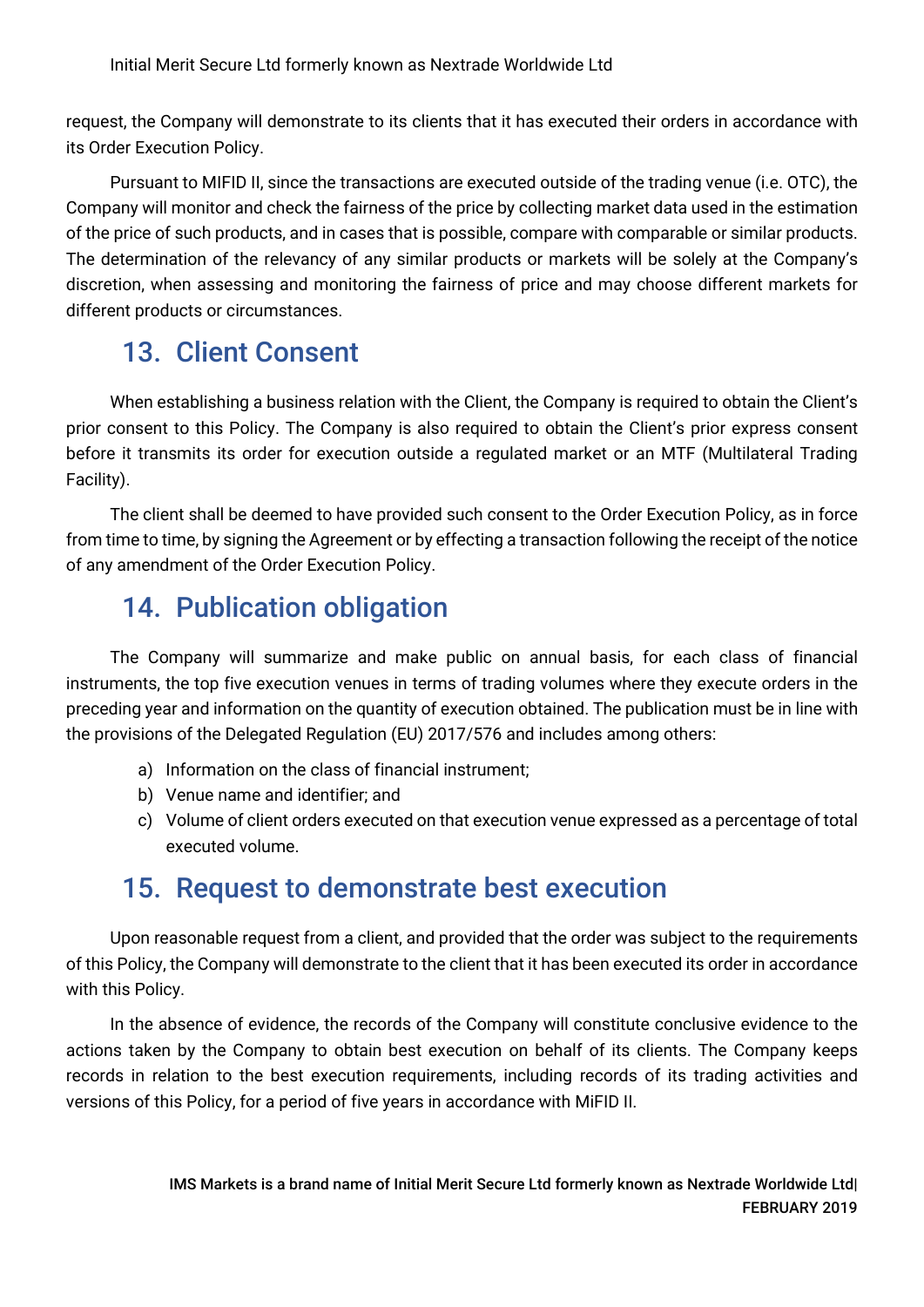request, the Company will demonstrate to its clients that it has executed their orders in accordance with its Order Execution Policy.

Pursuant to MIFID II, since the transactions are executed outside of the trading venue (i.e. OTC), the Company will monitor and check the fairness of the price by collecting market data used in the estimation of the price of such products, and in cases that is possible, compare with comparable or similar products. The determination of the relevancy of any similar products or markets will be solely at the Company's discretion, when assessing and monitoring the fairness of price and may choose different markets for different products or circumstances.

## 13. Client Consent

When establishing a business relation with the Client, the Company is required to obtain the Client's prior consent to this Policy. The Company is also required to obtain the Client's prior express consent before it transmits its order for execution outside a regulated market or an MTF (Multilateral Trading Facility).

The client shall be deemed to have provided such consent to the Order Execution Policy, as in force from time to time, by signing the Agreement or by effecting a transaction following the receipt of the notice of any amendment of the Order Execution Policy.

## 14. Publication obligation

The Company will summarize and make public on annual basis, for each class of financial instruments, the top five execution venues in terms of trading volumes where they execute orders in the preceding year and information on the quantity of execution obtained. The publication must be in line with the provisions of the Delegated Regulation (EU) 2017/576 and includes among others:

a) Information on the class of financial instrument;
b) Venue name and identifier; and
c) Volume of client orders executed on that execution venue expressed as a percentage of total executed volume.

## 15. Request to demonstrate best execution

Upon reasonable request from a client, and provided that the order was subject to the requirements of this Policy, the Company will demonstrate to the client that it has been executed its order in accordance with this Policy.

In the absence of evidence, the records of the Company will constitute conclusive evidence to the actions taken by the Company to obtain best execution on behalf of its clients. The Company keeps records in relation to the best execution requirements, including records of its trading activities and versions of this Policy, for a period of five years in accordance with MiFID II.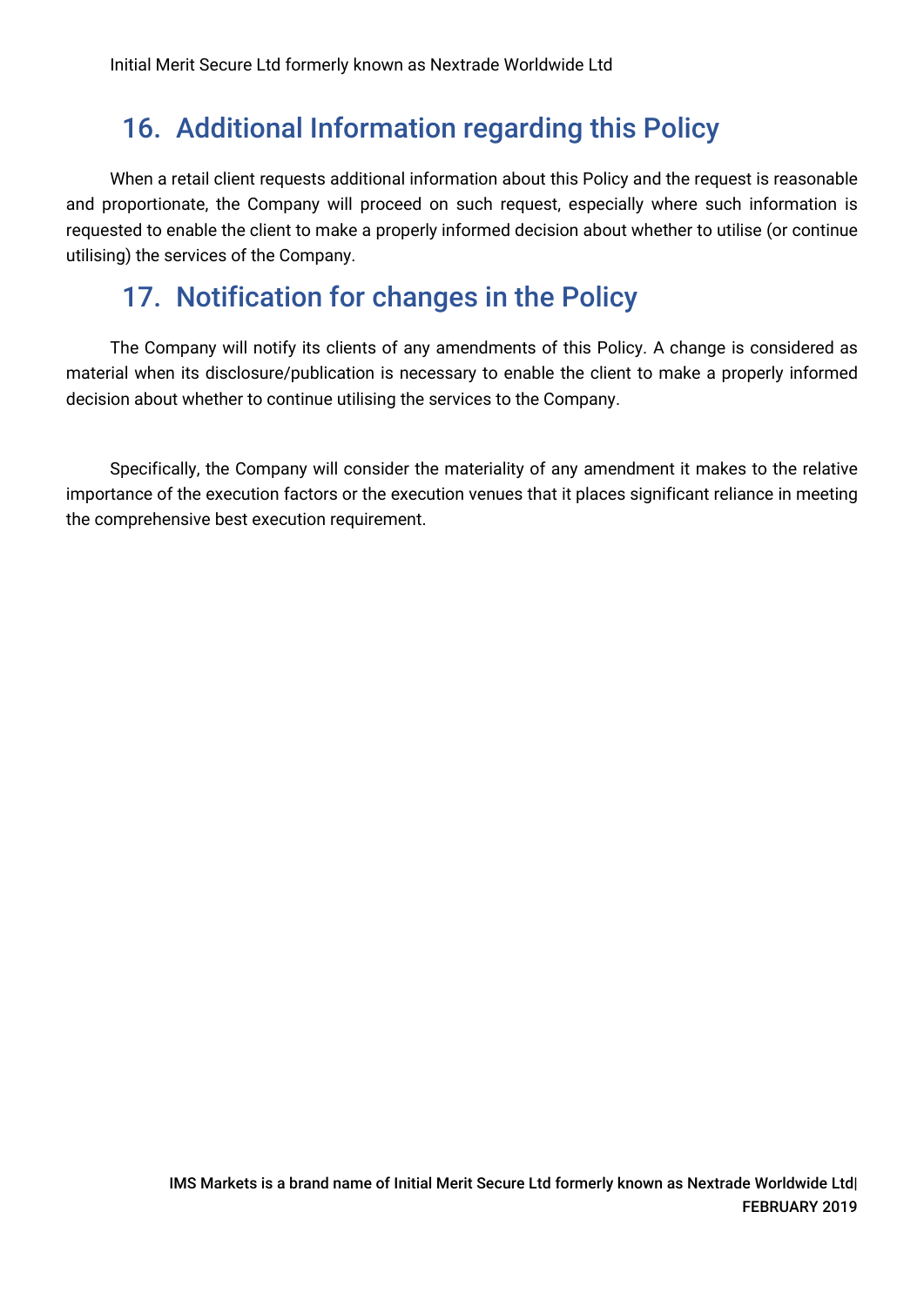## 16. Additional Information regarding this Policy

When a retail client requests additional information about this Policy and the request is reasonable and proportionate, the Company will proceed on such request, especially where such information is requested to enable the client to make a properly informed decision about whether to utilise (or continue utilising) the services of the Company.

## 17. Notification for changes in the Policy

The Company will notify its clients of any amendments of this Policy. A change is considered as material when its disclosure/publication is necessary to enable the client to make a properly informed decision about whether to continue utilising the services to the Company.

Specifically, the Company will consider the materiality of any amendment it makes to the relative importance of the execution factors or the execution venues that it places significant reliance in meeting the comprehensive best execution requirement.